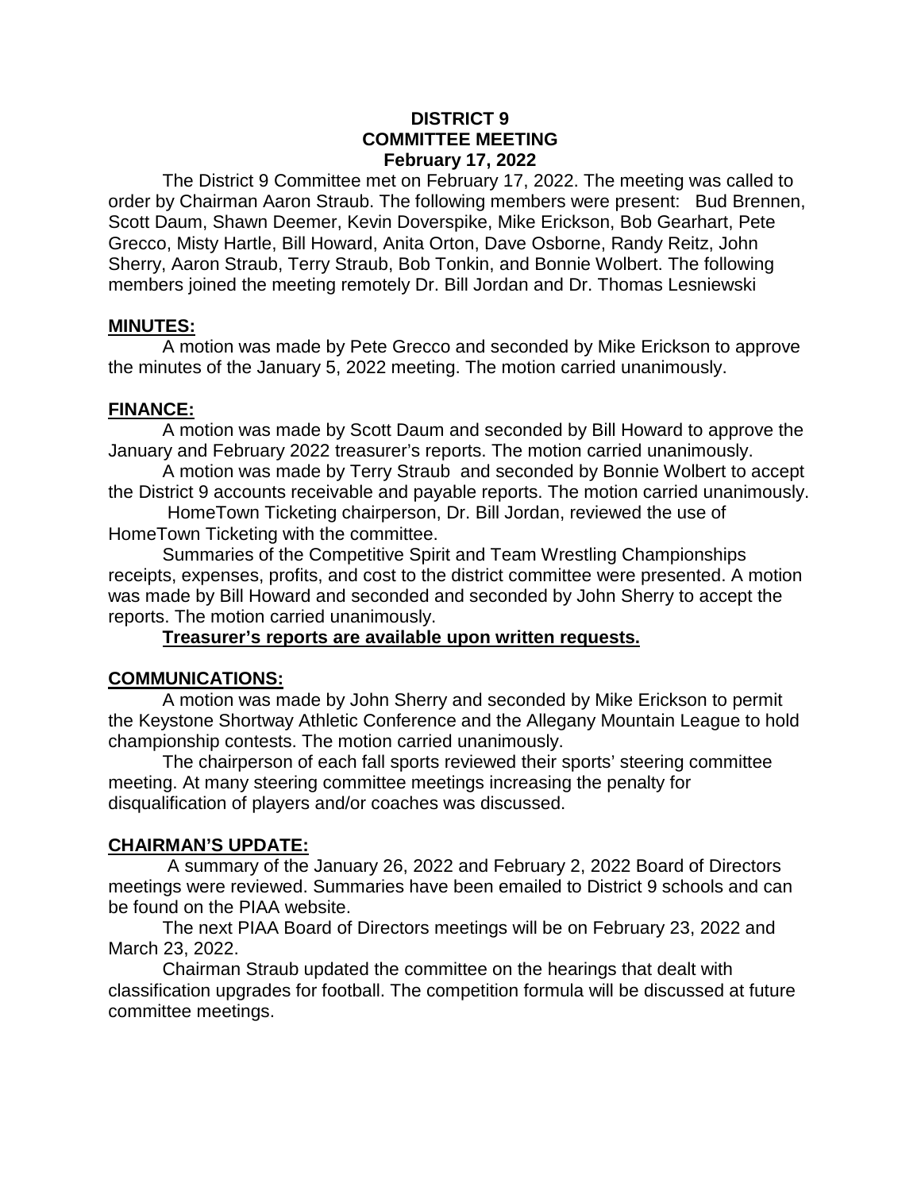**DISTRICT 9**
**COMMITTEE MEETING**
**February 17, 2022**

The District 9 Committee met on February 17, 2022. The meeting was called to order by Chairman Aaron Straub. The following members were present: Bud Brennen, Scott Daum, Shawn Deemer, Kevin Doverspike, Mike Erickson, Bob Gearhart, Pete Grecco, Misty Hartle, Bill Howard, Anita Orton, Dave Osborne, Randy Reitz, John Sherry, Aaron Straub, Terry Straub, Bob Tonkin, and Bonnie Wolbert. The following members joined the meeting remotely Dr. Bill Jordan and Dr. Thomas Lesniewski

**MINUTES:**

A motion was made by Pete Grecco and seconded by Mike Erickson to approve the minutes of the January 5, 2022 meeting. The motion carried unanimously.

**FINANCE:**

A motion was made by Scott Daum and seconded by Bill Howard to approve the January and February 2022 treasurer's reports. The motion carried unanimously.

A motion was made by Terry Straub and seconded by Bonnie Wolbert to accept the District 9 accounts receivable and payable reports. The motion carried unanimously.

HomeTown Ticketing chairperson, Dr. Bill Jordan, reviewed the use of HomeTown Ticketing with the committee.

Summaries of the Competitive Spirit and Team Wrestling Championships receipts, expenses, profits, and cost to the district committee were presented. A motion was made by Bill Howard and seconded and seconded by John Sherry to accept the reports. The motion carried unanimously.

**Treasurer's reports are available upon written requests.**

**COMMUNICATIONS:**

A motion was made by John Sherry and seconded by Mike Erickson to permit the Keystone Shortway Athletic Conference and the Allegany Mountain League to hold championship contests. The motion carried unanimously.

The chairperson of each fall sports reviewed their sports' steering committee meeting. At many steering committee meetings increasing the penalty for disqualification of players and/or coaches was discussed.

**CHAIRMAN'S UPDATE:**

A summary of the January 26, 2022 and February 2, 2022 Board of Directors meetings were reviewed. Summaries have been emailed to District 9 schools and can be found on the PIAA website.

The next PIAA Board of Directors meetings will be on February 23, 2022 and March 23, 2022.

Chairman Straub updated the committee on the hearings that dealt with classification upgrades for football. The competition formula will be discussed at future committee meetings.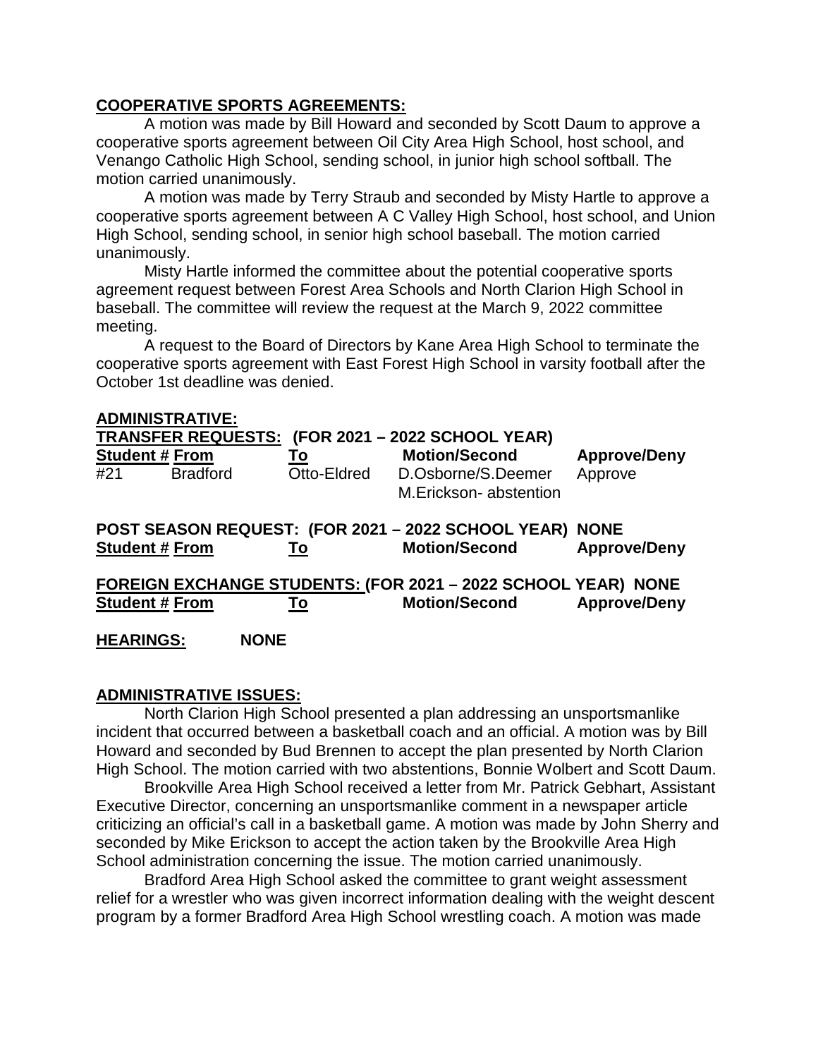**COOPERATIVE SPORTS AGREEMENTS:**

A motion was made by Bill Howard and seconded by Scott Daum to approve a cooperative sports agreement between Oil City Area High School, host school, and Venango Catholic High School, sending school, in junior high school softball. The motion carried unanimously.

A motion was made by Terry Straub and seconded by Misty Hartle to approve a cooperative sports agreement between A C Valley High School, host school, and Union High School, sending school, in senior high school baseball. The motion carried unanimously.

Misty Hartle informed the committee about the potential cooperative sports agreement request between Forest Area Schools and North Clarion High School in baseball. The committee will review the request at the March 9, 2022 committee meeting.

A request to the Board of Directors by Kane Area High School to terminate the cooperative sports agreement with East Forest High School in varsity football after the October 1st deadline was denied.

**ADMINISTRATIVE:**

**TRANSFER REQUESTS: (FOR 2021 – 2022 SCHOOL YEAR)**

| Student # | From | To | Motion/Second | Approve/Deny |
|---|---|---|---|---|
| #21 | Bradford | Otto-Eldred | D.Osborne/S.Deemer<br>M.Erickson- abstention | Approve |

**POST SEASON REQUEST: (FOR 2021 – 2022 SCHOOL YEAR) NONE**

| Student # | From | To | Motion/Second | Approve/Deny |
|---|---|---|---|---|

**FOREIGN EXCHANGE STUDENTS: (FOR 2021 – 2022 SCHOOL YEAR) NONE**

| Student # | From | To | Motion/Second | Approve/Deny |
|---|---|---|---|---|

**HEARINGS:** **NONE**

**ADMINISTRATIVE ISSUES:**

North Clarion High School presented a plan addressing an unsportsmanlike incident that occurred between a basketball coach and an official. A motion was by Bill Howard and seconded by Bud Brennen to accept the plan presented by North Clarion High School. The motion carried with two abstentions, Bonnie Wolbert and Scott Daum.

Brookville Area High School received a letter from Mr. Patrick Gebhart, Assistant Executive Director, concerning an unsportsmanlike comment in a newspaper article criticizing an official's call in a basketball game. A motion was made by John Sherry and seconded by Mike Erickson to accept the action taken by the Brookville Area High School administration concerning the issue. The motion carried unanimously.

Bradford Area High School asked the committee to grant weight assessment relief for a wrestler who was given incorrect information dealing with the weight descent program by a former Bradford Area High School wrestling coach. A motion was made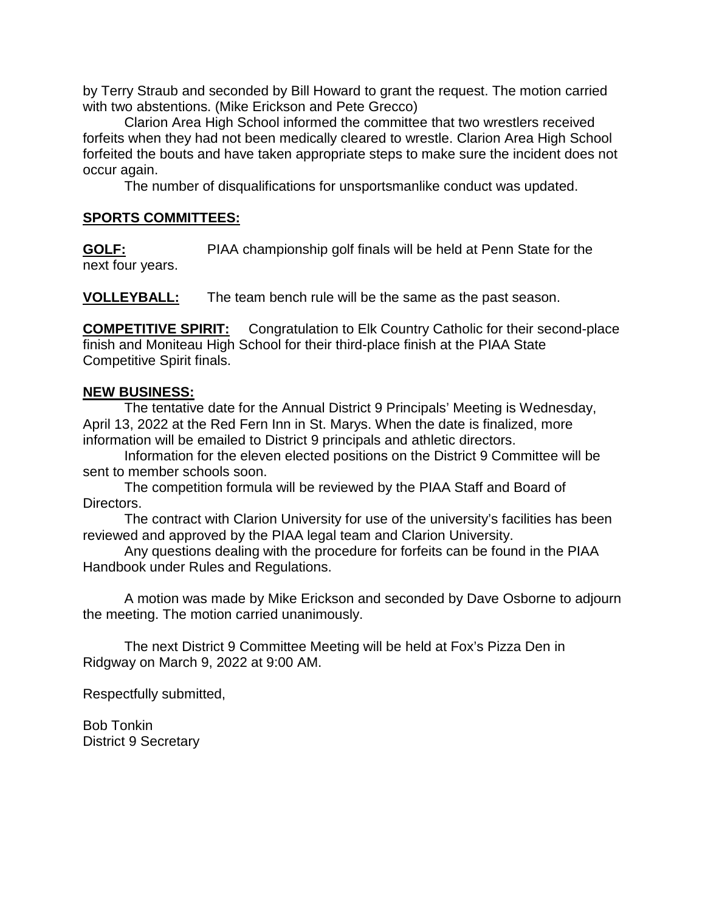by Terry Straub and seconded by Bill Howard to grant the request. The motion carried with two abstentions. (Mike Erickson and Pete Grecco)

Clarion Area High School informed the committee that two wrestlers received forfeits when they had not been medically cleared to wrestle. Clarion Area High School forfeited the bouts and have taken appropriate steps to make sure the incident does not occur again.

The number of disqualifications for unsportsmanlike conduct was updated.

## SPORTS COMMITTEES:

**GOLF:** PIAA championship golf finals will be held at Penn State for the next four years.

**VOLLEYBALL:** The team bench rule will be the same as the past season.

**COMPETITIVE SPIRIT:** Congratulation to Elk Country Catholic for their second-place finish and Moniteau High School for their third-place finish at the PIAA State Competitive Spirit finals.

## NEW BUSINESS:

The tentative date for the Annual District 9 Principals' Meeting is Wednesday, April 13, 2022 at the Red Fern Inn in St. Marys. When the date is finalized, more information will be emailed to District 9 principals and athletic directors.

Information for the eleven elected positions on the District 9 Committee will be sent to member schools soon.

The competition formula will be reviewed by the PIAA Staff and Board of Directors.

The contract with Clarion University for use of the university's facilities has been reviewed and approved by the PIAA legal team and Clarion University.

Any questions dealing with the procedure for forfeits can be found in the PIAA Handbook under Rules and Regulations.

A motion was made by Mike Erickson and seconded by Dave Osborne to adjourn the meeting. The motion carried unanimously.

The next District 9 Committee Meeting will be held at Fox's Pizza Den in Ridgway on March 9, 2022 at 9:00 AM.

Respectfully submitted,

Bob Tonkin
District 9 Secretary